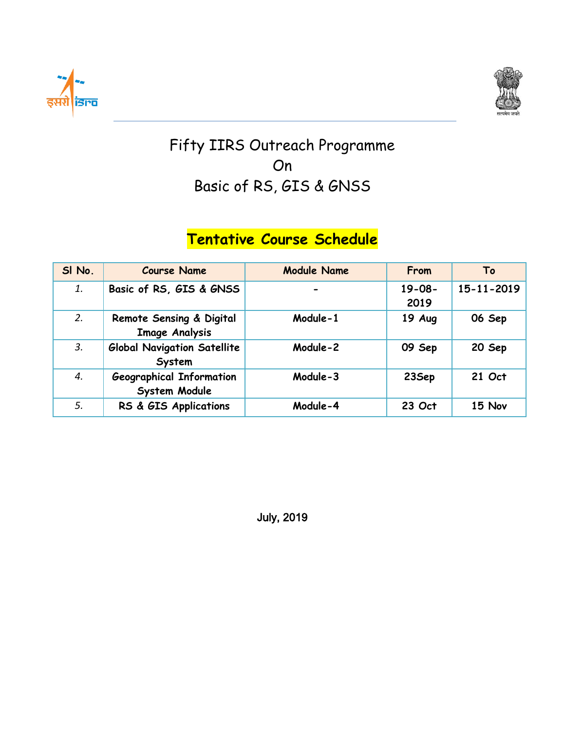# Fifty IIRS Outreach Programme
# On
# Basic of RS, GIS & GNSS

## Tentative Course Schedule

| Sl No. | Course Name | Module Name | From | To |
|---|---|---|---|---|
| *1.* | Basic of RS, GIS & GNSS | - | 19-08-2019 | 15-11-2019 |
| *2.* | Remote Sensing & Digital Image Analysis | Module-1 | 19 Aug | 06 Sep |
| *3.* | Global Navigation Satellite System | Module-2 | 09 Sep | 20 Sep |
| *4.* | Geographical Information System Module | Module-3 | 23Sep | 21 Oct |
| *5.* | RS & GIS Applications | Module-4 | 23 Oct | 15 Nov |

July, 2019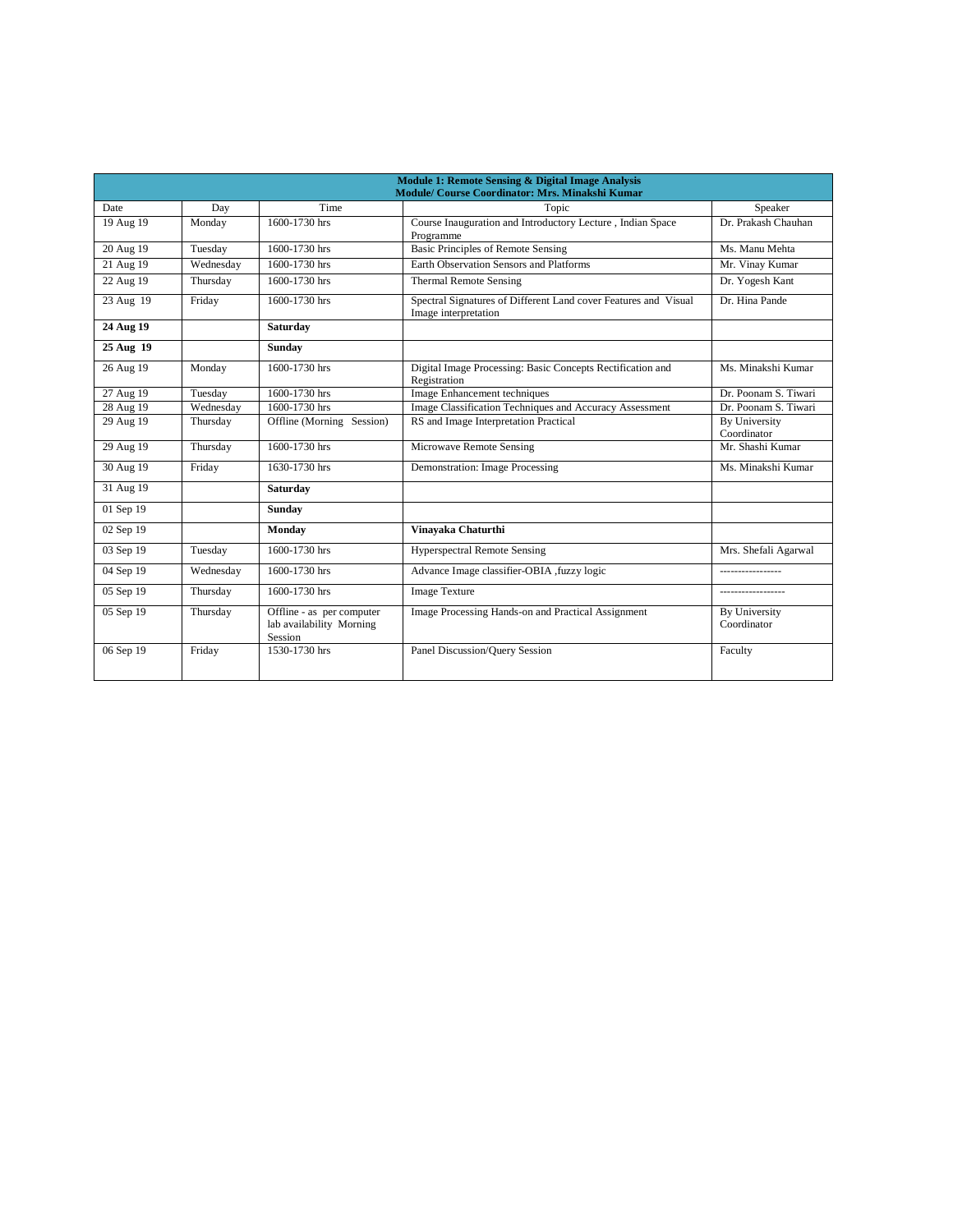| Module 1: Remote Sensing & Digital Image Analysis<br>Module/ Course Coordinator: Mrs. Minakshi Kumar | | | | |
|---|---|---|---|---|
| Date | Day | Time | Topic | Speaker |
| 19 Aug 19 | Monday | 1600-1730 hrs | Course Inauguration and Introductory Lecture , Indian Space Programme | Dr. Prakash Chauhan |
| 20 Aug 19 | Tuesday | 1600-1730 hrs | Basic Principles of Remote Sensing | Ms. Manu Mehta |
| 21 Aug 19 | Wednesday | 1600-1730 hrs | Earth Observation Sensors and Platforms | Mr. Vinay Kumar |
| 22 Aug 19 | Thursday | 1600-1730 hrs | Thermal Remote Sensing | Dr. Yogesh Kant |
| 23 Aug 19 | Friday | 1600-1730 hrs | Spectral Signatures of Different Land cover Features and Visual Image interpretation | Dr. Hina Pande |
| **24 Aug 19** | | **Saturday** | | |
| **25 Aug 19** | | **Sunday** | | |
| 26 Aug 19 | Monday | 1600-1730 hrs | Digital Image Processing: Basic Concepts Rectification and Registration | Ms. Minakshi Kumar |
| 27 Aug 19 | Tuesday | 1600-1730 hrs | Image Enhancement techniques | Dr. Poonam S. Tiwari |
| 28 Aug 19 | Wednesday | 1600-1730 hrs | Image Classification Techniques and Accuracy Assessment | Dr. Poonam S. Tiwari |
| 29 Aug 19 | Thursday | Offline (Morning Session) | RS and Image Interpretation Practical | By University Coordinator |
| 29 Aug 19 | Thursday | 1600-1730 hrs | Microwave Remote Sensing | Mr. Shashi Kumar |
| 30 Aug 19 | Friday | 1630-1730 hrs | Demonstration: Image Processing | Ms. Minakshi Kumar |
| 31 Aug 19 | | **Saturday** | | |
| 01 Sep 19 | | **Sunday** | | |
| 02 Sep 19 | | **Monday** | **Vinayaka Chaturthi** | |
| 03 Sep 19 | Tuesday | 1600-1730 hrs | Hyperspectral Remote Sensing | Mrs. Shefali Agarwal |
| 04 Sep 19 | Wednesday | 1600-1730 hrs | Advance Image classifier-OBIA ,fuzzy logic | ----------------- |
| 05 Sep 19 | Thursday | 1600-1730 hrs | Image Texture | ------------------ |
| 05 Sep 19 | Thursday | Offline - as per computer lab availability Morning Session | Image Processing Hands-on and Practical Assignment | By University Coordinator |
| 06 Sep 19 | Friday | 1530-1730 hrs | Panel Discussion/Query Session | Faculty |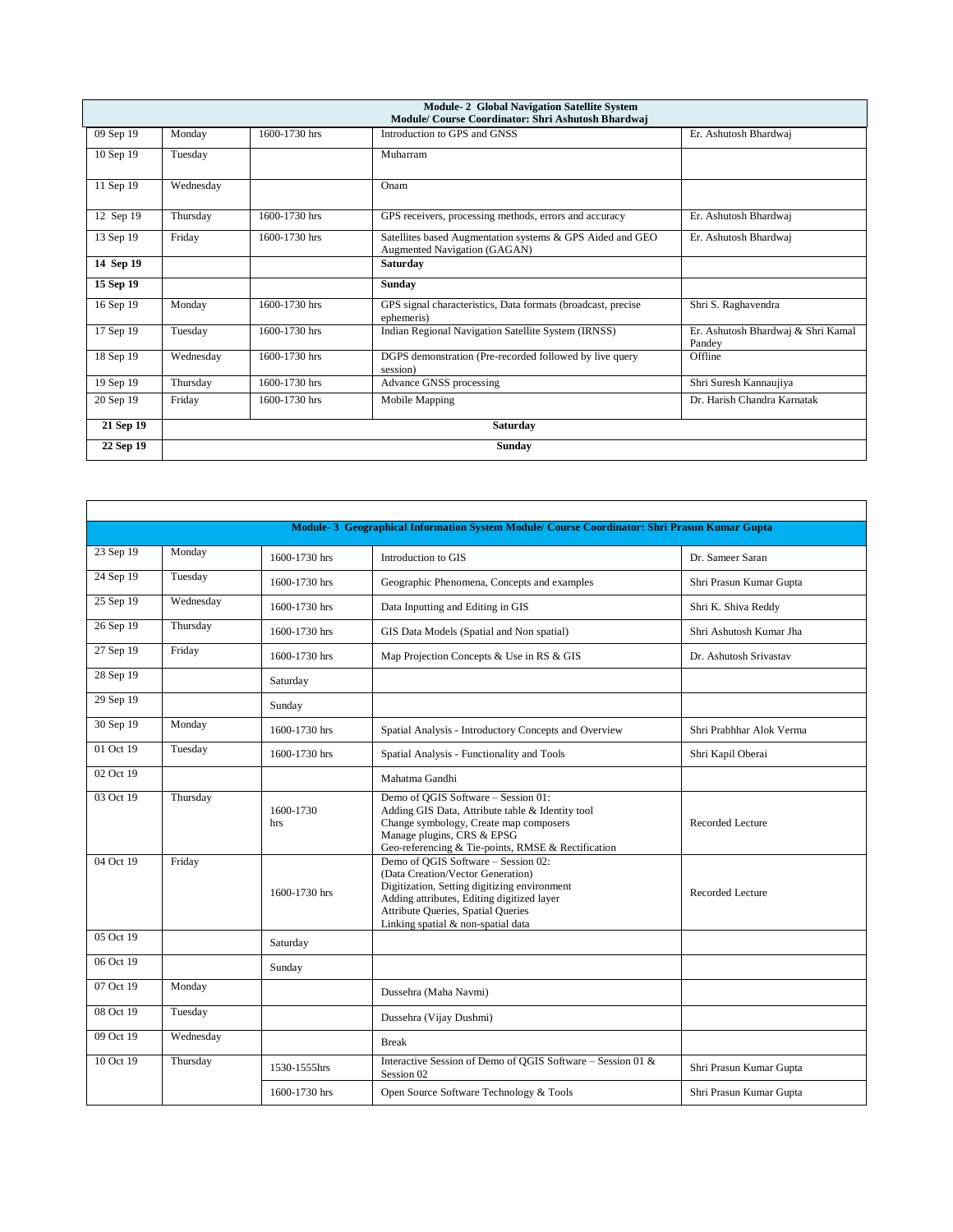| **Module- 2 Global Navigation Satellite System**<br>**Module/ Course Coordinator: Shri Ashutosh Bhardwaj** | | | | |
|---|---|---|---|---|
| 09 Sep 19 | Monday | 1600-1730 hrs | Introduction to GPS and GNSS | Er. Ashutosh Bhardwaj |
| 10 Sep 19 | Tuesday | | Muharram | |
| 11 Sep 19 | Wednesday | | Onam | |
| 12 Sep 19 | Thursday | 1600-1730 hrs | GPS receivers, processing methods, errors and accuracy | Er. Ashutosh Bhardwaj |
| 13 Sep 19 | Friday | 1600-1730 hrs | Satellites based Augmentation systems & GPS Aided and GEO Augmented Navigation (GAGAN) | Er. Ashutosh Bhardwaj |
| **14 Sep 19** | | | **Saturday** | |
| **15 Sep 19** | | | **Sunday** | |
| 16 Sep 19 | Monday | 1600-1730 hrs | GPS signal characteristics, Data formats (broadcast, precise ephemeris) | Shri S. Raghavendra |
| 17 Sep 19 | Tuesday | 1600-1730 hrs | Indian Regional Navigation Satellite System (IRNSS) | Er. Ashutosh Bhardwaj & Shri Kamal Pandey |
| 18 Sep 19 | Wednesday | 1600-1730 hrs | DGPS demonstration (Pre-recorded followed by live query session) | Offline |
| 19 Sep 19 | Thursday | 1600-1730 hrs | Advance GNSS processing | Shri Suresh Kannaujiya |
| 20 Sep 19 | Friday | 1600-1730 hrs | Mobile Mapping | Dr. Harish Chandra Karnatak |
| **21 Sep 19** | **Saturday** | | | |
| **22 Sep 19** | **Sunday** | | | |

| **Module- 3 Geographical Information System Module/ Course Coordinator: Shri Prasun Kumar Gupta** | | | | |
|---|---|---|---|---|
| 23 Sep 19 | Monday | 1600-1730 hrs | Introduction to GIS | Dr. Sameer Saran |
| 24 Sep 19 | Tuesday | 1600-1730 hrs | Geographic Phenomena, Concepts and examples | Shri Prasun Kumar Gupta |
| 25 Sep 19 | Wednesday | 1600-1730 hrs | Data Inputting and Editing in GIS | Shri K. Shiva Reddy |
| 26 Sep 19 | Thursday | 1600-1730 hrs | GIS Data Models (Spatial and Non spatial) | Shri Ashutosh Kumar Jha |
| 27 Sep 19 | Friday | 1600-1730 hrs | Map Projection Concepts & Use in RS & GIS | Dr. Ashutosh Srivastav |
| 28 Sep 19 | | Saturday | | |
| 29 Sep 19 | | Sunday | | |
| 30 Sep 19 | Monday | 1600-1730 hrs | Spatial Analysis - Introductory Concepts and Overview | Shri Prabhhar Alok Verma |
| 01 Oct 19 | Tuesday | 1600-1730 hrs | Spatial Analysis - Functionality and Tools | Shri Kapil Oberai |
| 02 Oct 19 | | | Mahatma Gandhi | |
| 03 Oct 19 | Thursday | 1600-1730 hrs | Demo of QGIS Software – Session 01:<br>Adding GIS Data, Attribute table & Identity tool<br>Change symbology, Create map composers<br>Manage plugins, CRS & EPSG<br>Geo-referencing & Tie-points, RMSE & Rectification | Recorded Lecture |
| 04 Oct 19 | Friday | 1600-1730 hrs | Demo of QGIS Software – Session 02:<br>(Data Creation/Vector Generation)<br>Digitization, Setting digitizing environment<br>Adding attributes, Editing digitized layer<br>Attribute Queries, Spatial Queries<br>Linking spatial & non-spatial data | Recorded Lecture |
| 05 Oct 19 | | Saturday | | |
| 06 Oct 19 | | Sunday | | |
| 07 Oct 19 | Monday | | Dussehra (Maha Navmi) | |
| 08 Oct 19 | Tuesday | | Dussehra (Vijay Dushmi) | |
| 09 Oct 19 | Wednesday | | Break | |
| 10 Oct 19 | Thursday | 1530-1555hrs | Interactive Session of Demo of QGIS Software – Session 01 & Session 02 | Shri Prasun Kumar Gupta |
| | | 1600-1730 hrs | Open Source Software Technology & Tools | Shri Prasun Kumar Gupta |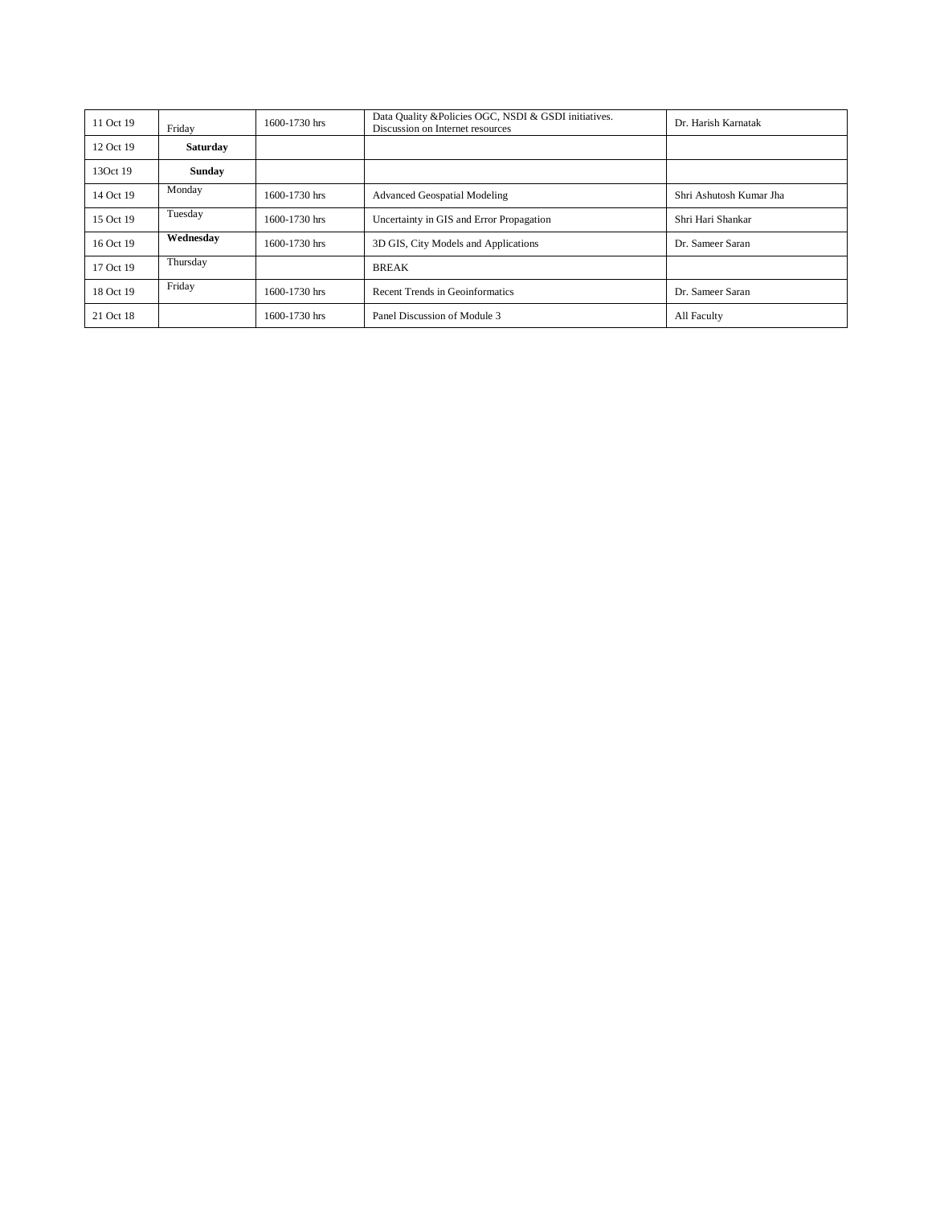| 11 Oct 19 | Friday | 1600-1730 hrs | Data Quality &Policies OGC, NSDI & GSDI initiatives. Discussion on Internet resources | Dr. Harish Karnatak |
|---|---|---|---|---|
| 12 Oct 19 | **Saturday** | | | |
| 13Oct 19 | **Sunday** | | | |
| 14 Oct 19 | Monday | 1600-1730 hrs | Advanced Geospatial Modeling | Shri Ashutosh Kumar Jha |
| 15 Oct 19 | Tuesday | 1600-1730 hrs | Uncertainty in GIS and Error Propagation | Shri Hari Shankar |
| 16 Oct 19 | **Wednesday** | 1600-1730 hrs | 3D GIS, City Models and Applications | Dr. Sameer Saran |
| 17 Oct 19 | Thursday | | BREAK | |
| 18 Oct 19 | Friday | 1600-1730 hrs | Recent Trends in Geoinformatics | Dr. Sameer Saran |
| 21 Oct 18 | | 1600-1730 hrs | Panel Discussion of Module 3 | All Faculty |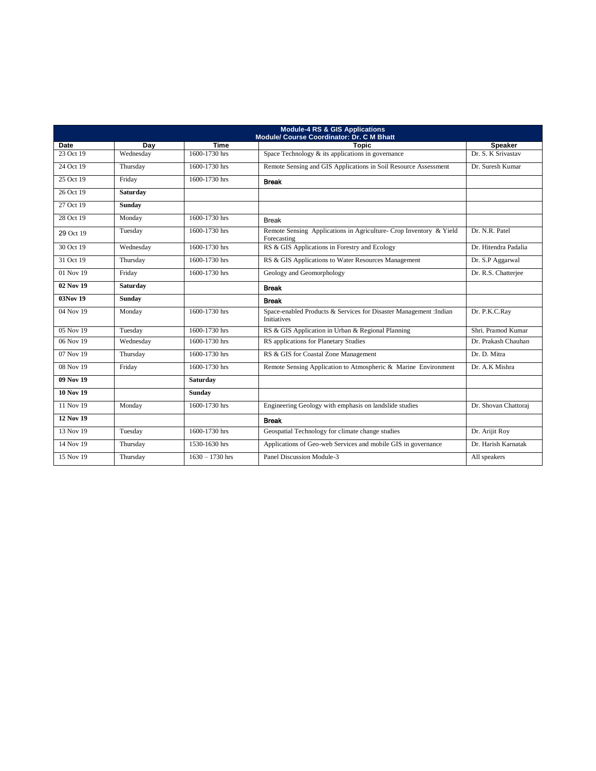| Module-4 RS & GIS Applications<br>Module/ Course Coordinator: Dr. C M Bhatt | | | | |
|---|---|---|---|---|
| **Date** | **Day** | **Time** | **Topic** | **Speaker** |
| 23 Oct 19 | Wednesday | 1600-1730 hrs | Space Technology & its applications in governance | Dr. S. K Srivastav |
| 24 Oct 19 | Thursday | 1600-1730 hrs | Remote Sensing and GIS Applications in Soil Resource Assessment | Dr. Suresh Kumar |
| 25 Oct 19 | Friday | 1600-1730 hrs | **Break** | |
| 26 Oct 19 | **Saturday** | | | |
| 27 Oct 19 | **Sunday** | | | |
| 28 Oct 19 | Monday | 1600-1730 hrs | Break | |
| 29 Oct 19 | Tuesday | 1600-1730 hrs | Remote Sensing Applications in Agriculture- Crop Inventory & Yield Forecasting | Dr. N.R. Patel |
| 30 Oct 19 | Wednesday | 1600-1730 hrs | RS & GIS Applications in Forestry and Ecology | Dr. Hitendra Padalia |
| 31 Oct 19 | Thursday | 1600-1730 hrs | RS & GIS Applications to Water Resources Management | Dr. S.P Aggarwal |
| 01 Nov 19 | Friday | 1600-1730 hrs | Geology and Geomorphology | Dr. R.S. Chatterjee |
| **02 Nov 19** | **Saturday** | | **Break** | |
| **03Nov 19** | **Sunday** | | **Break** | |
| 04 Nov 19 | Monday | 1600-1730 hrs | Space-enabled Products & Services for Disaster Management :Indian Initiatives | Dr. P.K.C.Ray |
| 05 Nov 19 | Tuesday | 1600-1730 hrs | RS & GIS Application in Urban & Regional Planning | Shri. Pramod Kumar |
| 06 Nov 19 | Wednesday | 1600-1730 hrs | RS applications for Planetary Studies | Dr. Prakash Chauhan |
| 07 Nov 19 | Thursday | 1600-1730 hrs | RS & GIS for Coastal Zone Management | Dr. D. Mitra |
| 08 Nov 19 | Friday | 1600-1730 hrs | Remote Sensing Application to Atmospheric & Marine Environment | Dr. A.K Mishra |
| **09 Nov 19** | | **Saturday** | | |
| **10 Nov 19** | | **Sunday** | | |
| 11 Nov 19 | Monday | 1600-1730 hrs | Engineering Geology with emphasis on landslide studies | Dr. Shovan Chattoraj |
| **12 Nov 19** | | | **Break** | |
| 13 Nov 19 | Tuesday | 1600-1730 hrs | Geospatial Technology for climate change studies | Dr. Arijit Roy |
| 14 Nov 19 | Thursday | 1530-1630 hrs | Applications of Geo-web Services and mobile GIS in governance | Dr. Harish Karnatak |
| 15 Nov 19 | Thursday | 1630 – 1730 hrs | Panel Discussion Module-3 | All speakers |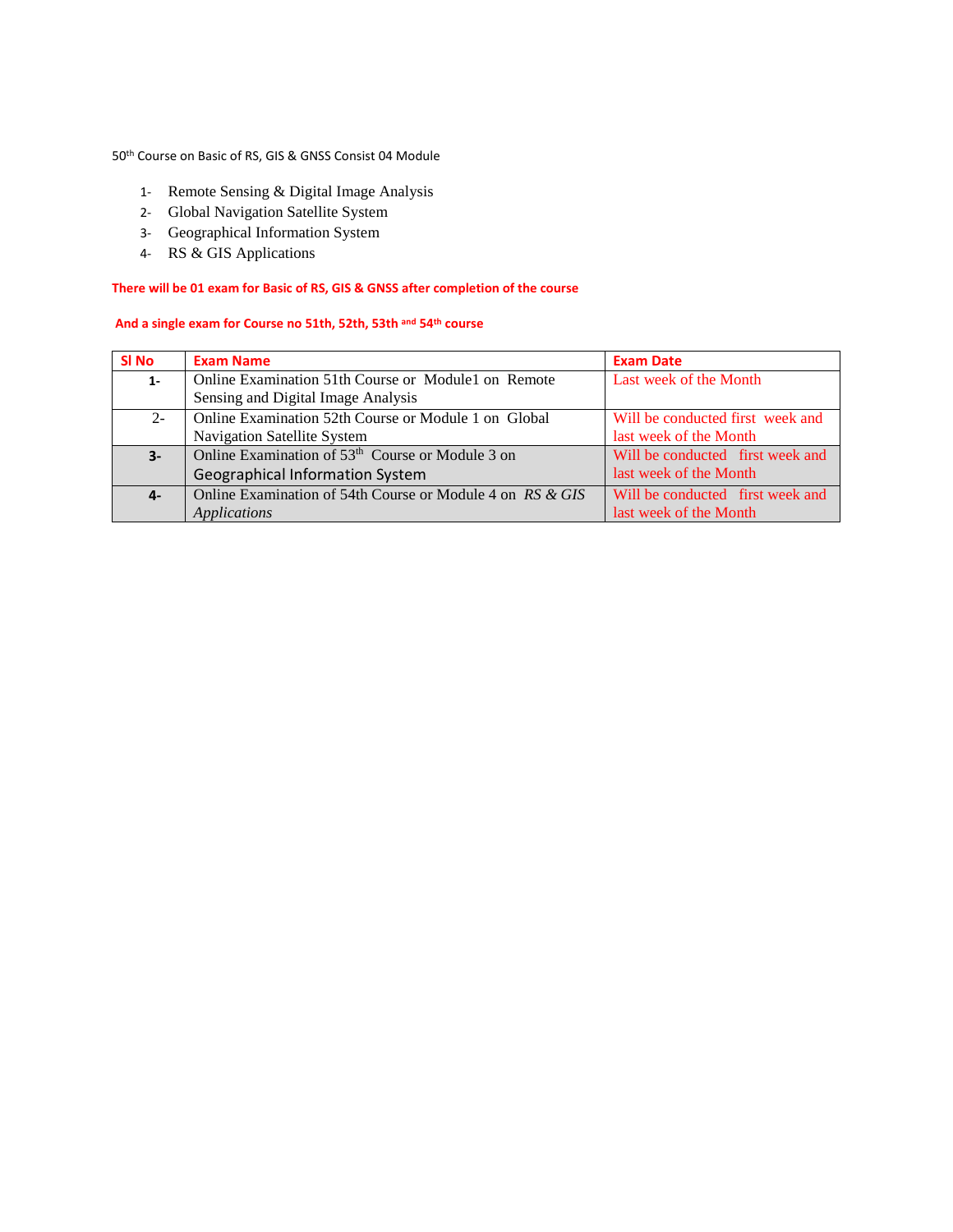50th Course on Basic of RS, GIS & GNSS Consist 04 Module

1- Remote Sensing & Digital Image Analysis
2- Global Navigation Satellite System
3- Geographical Information System
4- RS & GIS Applications

**There will be 01 exam for Basic of RS, GIS & GNSS after completion of the course**

**And a single exam for Course no 51th, 52th, 53th and 54th course**

| Sl No | Exam Name | Exam Date |
|---|---|---|
| **1-** | Online Examination 51th Course or Module1 on Remote Sensing and Digital Image Analysis | Last week of the Month |
| 2- | Online Examination 52th Course or Module 1 on Global Navigation Satellite System | Will be conducted first week and last week of the Month |
| **3-** | Online Examination of 53th Course or Module 3 on Geographical Information System | Will be conducted first week and last week of the Month |
| **4-** | Online Examination of 54th Course or Module 4 on *RS & GIS Applications* | Will be conducted first week and last week of the Month |